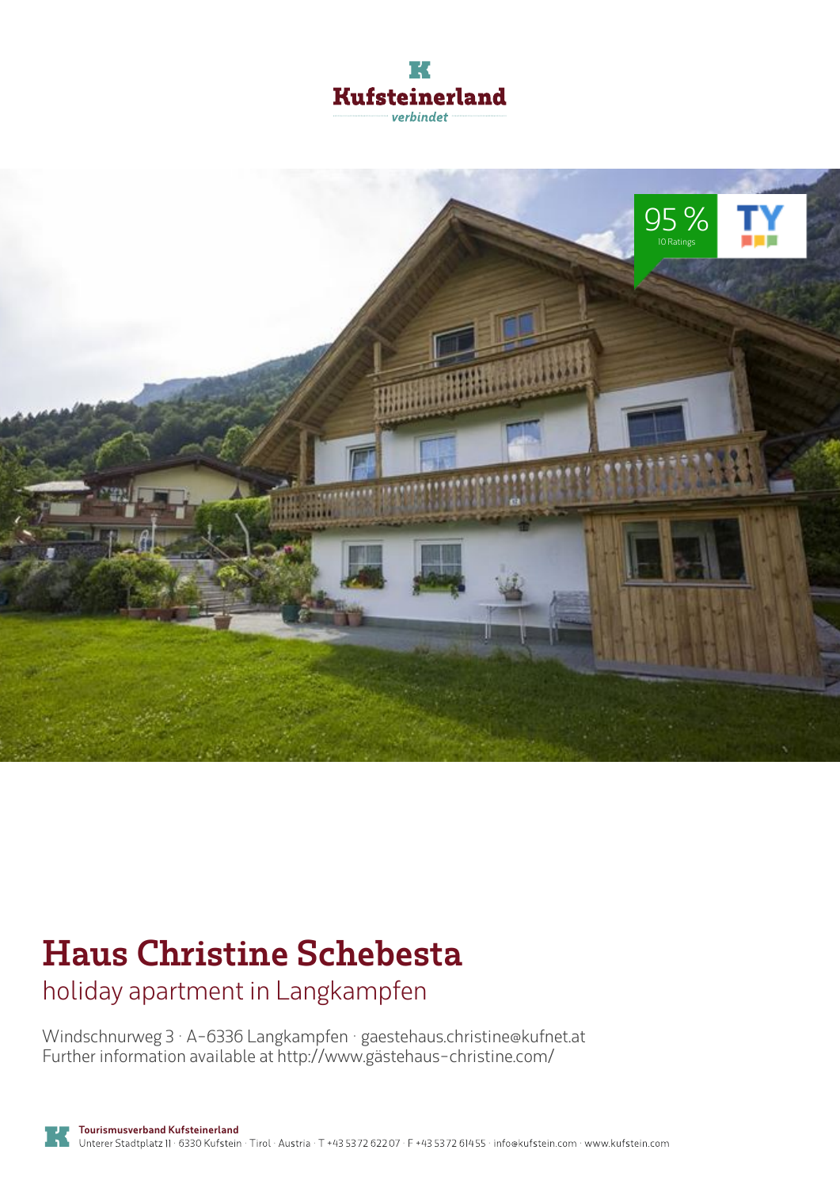Kufsteinerland

verbindet

95 %
10 Ratings

# Haus Christine Schebesta

## holiday apartment in Langkampfen

Windschnurweg 3 · A-6336 Langkampfen · gaestehaus.christine@kufnet.at
Further information available at http://www.gästehaus-christine.com/

**Tourismusverband Kufsteinerland**
Unterer Stadtplatz 11 · 6330 Kufstein · Tirol · Austria · T +43 5372 622 07 · F +43 5372 614 55 · info@kufstein.com · www.kufstein.com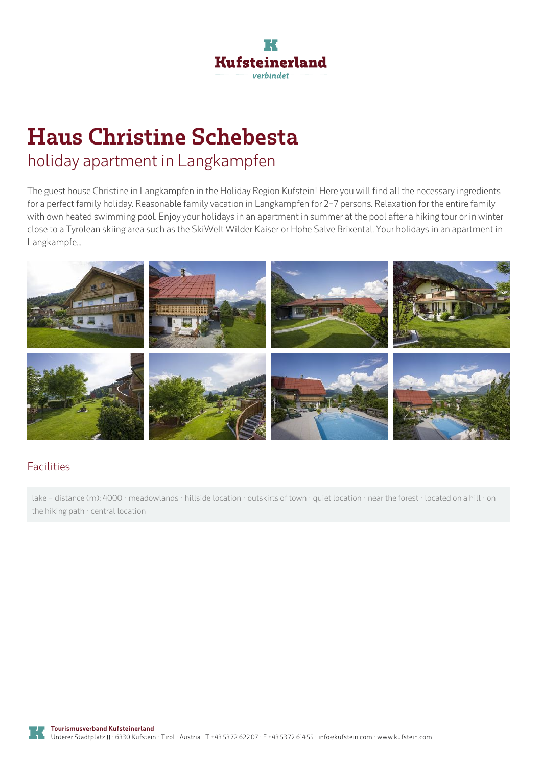# Haus Christine Schebesta

## holiday apartment in Langkampfen

The guest house Christine in Langkampfen in the Holiday Region Kufstein! Here you will find all the necessary ingredients for a perfect family holiday. Reasonable family vacation in Langkampfen for 2-7 persons. Relaxation for the entire family with own heated swimming pool. Enjoy your holidays in an apartment in summer at the pool after a hiking tour or in winter close to a Tyrolean skiing area such as the SkiWelt Wilder Kaiser or Hohe Salve Brixental. Your holidays in an apartment in Langkampfe...

### Facilities

lake – distance (m): 4000 · meadowlands · hillside location · outskirts of town · quiet location · near the forest · located on a hill · on the hiking path · central location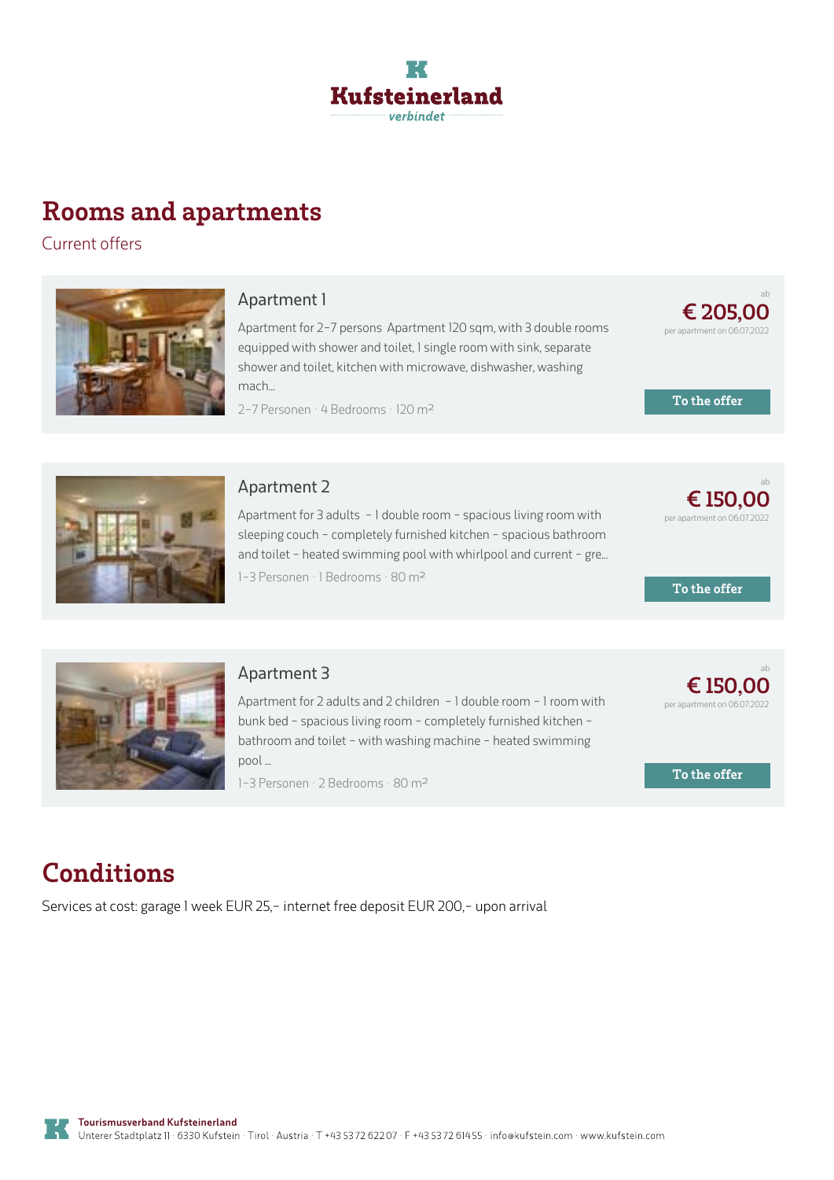Kufsteinerland

verbindet

# Rooms and apartments

Current offers

### Apartment 1

Apartment for 2-7 persons Apartment 120 sqm, with 3 double rooms equipped with shower and toilet, 1 single room with sink, separate shower and toilet, kitchen with microwave, dishwasher, washing mach...

2-7 Personen · 4 Bedrooms · 120 m²

ab **€ 205,00** per apartment on 06.07.2022

To the offer

### Apartment 2

Apartment for 3 adults - 1 double room - spacious living room with sleeping couch - completely furnished kitchen - spacious bathroom and toilet - heated swimming pool with whirlpool and current - gre...

1-3 Personen · 1 Bedrooms · 80 m²

ab **€ 150,00** per apartment on 06.07.2022

To the offer

### Apartment 3

Apartment for 2 adults and 2 children - 1 double room - 1 room with bunk bed - spacious living room - completely furnished kitchen - bathroom and toilet - with washing machine - heated swimming pool ...

1-3 Personen · 2 Bedrooms · 80 m²

ab **€ 150,00** per apartment on 06.07.2022

To the offer

# Conditions

Services at cost: garage 1 week EUR 25,- internet free deposit EUR 200,- upon arrival

**Tourismusverband Kufsteinerland**
Unterer Stadtplatz 11 · 6330 Kufstein · Tirol · Austria · T +43 5372 62207 · F +43 5372 61455 · info@kufstein.com · www.kufstein.com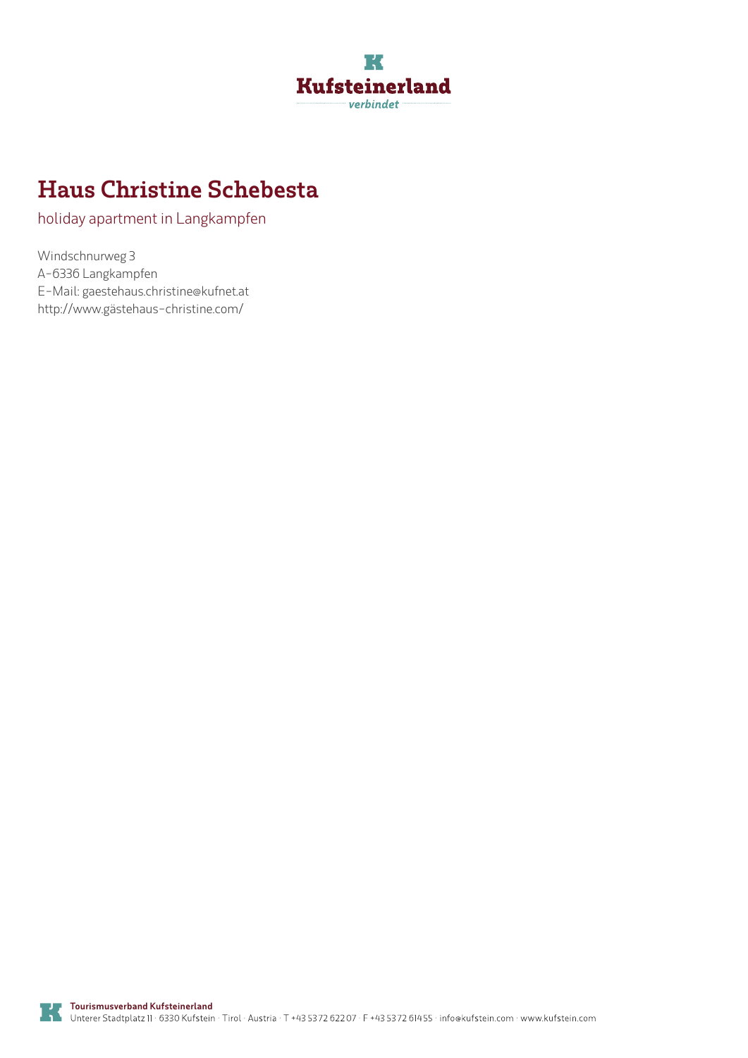# Haus Christine Schebesta

holiday apartment in Langkampfen

Windschnurweg 3
A-6336 Langkampfen
E-Mail: gaestehaus.christine@kufnet.at
http://www.gästehaus-christine.com/